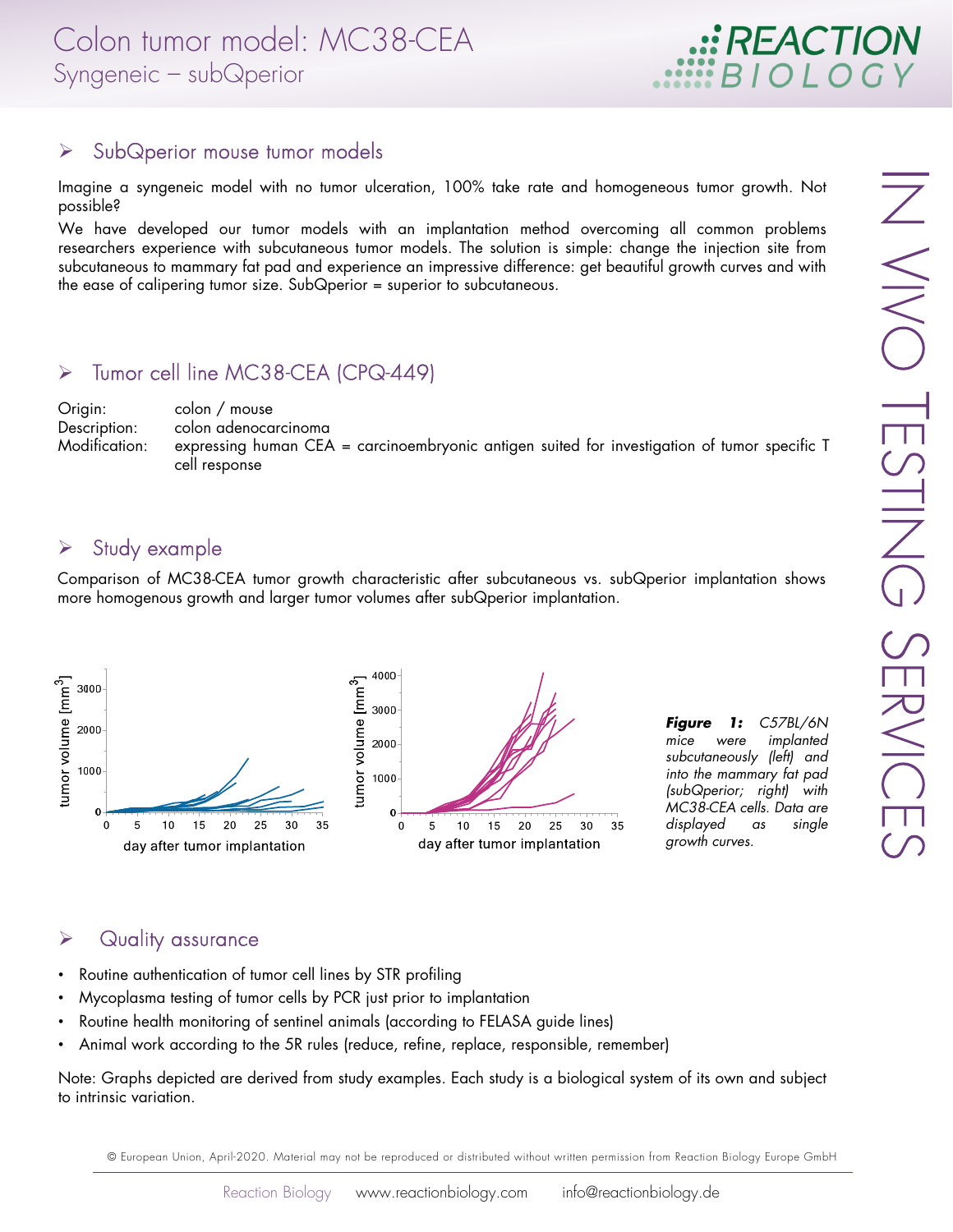# Colon tumor model: MC38-CEA
## Syngeneic – subQperior

IN VIVO TESTING SERVICES

## ➢ SubQperior mouse tumor models

Imagine a syngeneic model with no tumor ulceration, 100% take rate and homogeneous tumor growth. Not possible?

We have developed our tumor models with an implantation method overcoming all common problems researchers experience with subcutaneous tumor models. The solution is simple: change the injection site from subcutaneous to mammary fat pad and experience an impressive difference: get beautiful growth curves and with the ease of calipering tumor size. SubQperior = superior to subcutaneous.

## ➢ Tumor cell line MC38-CEA (CPQ-449)

| | |
|---|---|
| Origin: | colon / mouse |
| Description: | colon adenocarcinoma |
| Modification: | expressing human CEA = carcinoembryonic antigen suited for investigation of tumor specific T cell response |

## ➢ Study example

Comparison of MC38-CEA tumor growth characteristic after subcutaneous vs. subQperior implantation shows more homogenous growth and larger tumor volumes after subQperior implantation.

***Figure 1:** C57BL/6N mice were implanted subcutaneously (left) and into the mammary fat pad (subQperior; right) with MC38-CEA cells. Data are displayed as single growth curves.*

## ➢ Quality assurance

- Routine authentication of tumor cell lines by STR profiling
- Mycoplasma testing of tumor cells by PCR just prior to implantation
- Routine health monitoring of sentinel animals (according to FELASA guide lines)
- Animal work according to the 5R rules (reduce, refine, replace, responsible, remember)

Note: Graphs depicted are derived from study examples. Each study is a biological system of its own and subject to intrinsic variation.

© European Union, April-2020. Material may not be reproduced or distributed without written permission from Reaction Biology Europe GmbH

Reaction Biology www.reactionbiology.com info@reactionbiology.de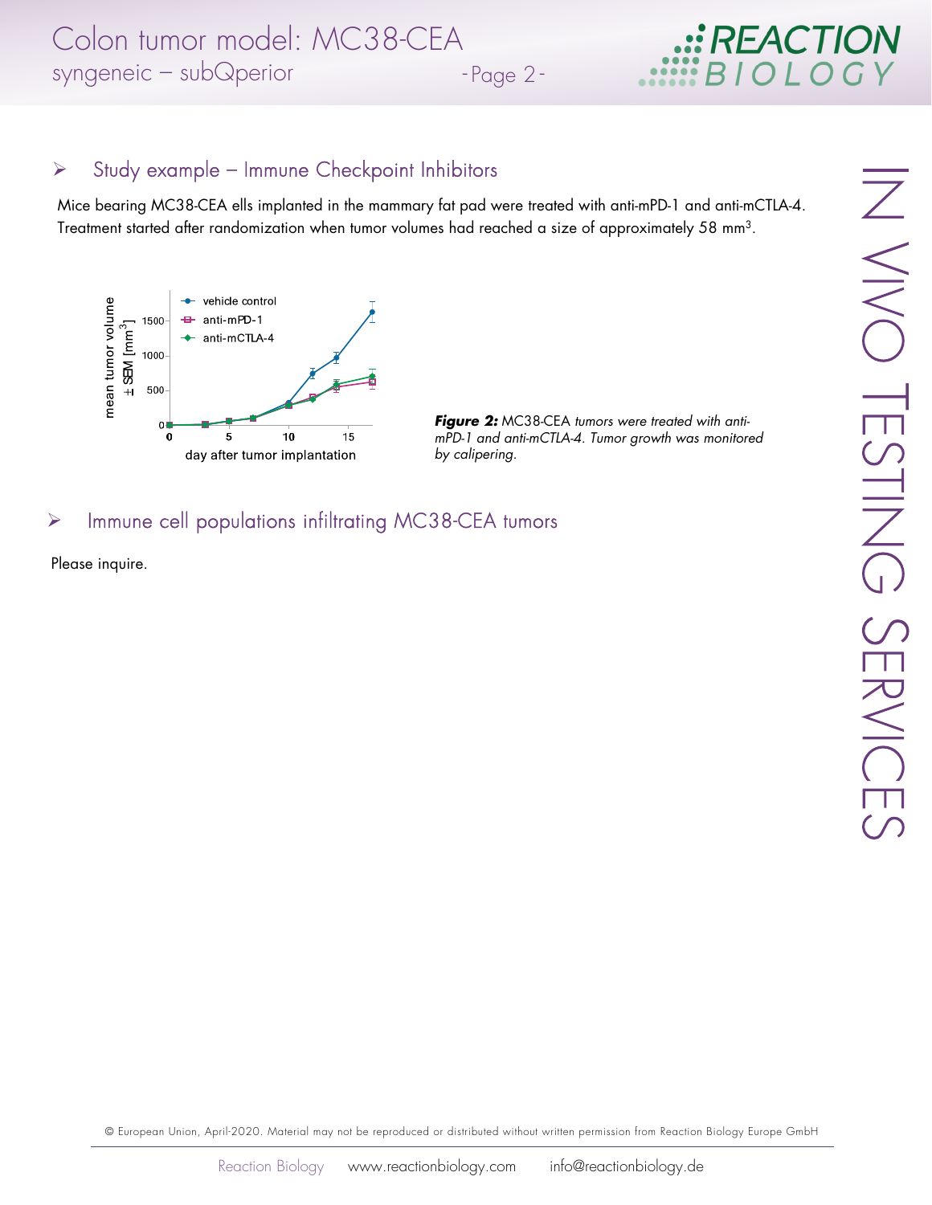## Study example – Immune Checkpoint Inhibitors

Mice bearing MC38-CEA ells implanted in the mammary fat pad were treated with anti-mPD-1 and anti-mCTLA-4. Treatment started after randomization when tumor volumes had reached a size of approximately 58 mm$^3$.

vehicle control
anti-mPD-1
anti-mCTLA-4

mean tumor volume ± SEM [mm$^3$]

1500
1000
500
0

0
5
10
15

day after tumor implantation

***Figure 2:*** *MC38-CEA tumors were treated with anti-mPD-1 and anti-mCTLA-4. Tumor growth was monitored by calipering.*

## Immune cell populations infiltrating MC38-CEA tumors

Please inquire.

© European Union, April-2020. Material may not be reproduced or distributed without written permission from Reaction Biology Europe GmbH